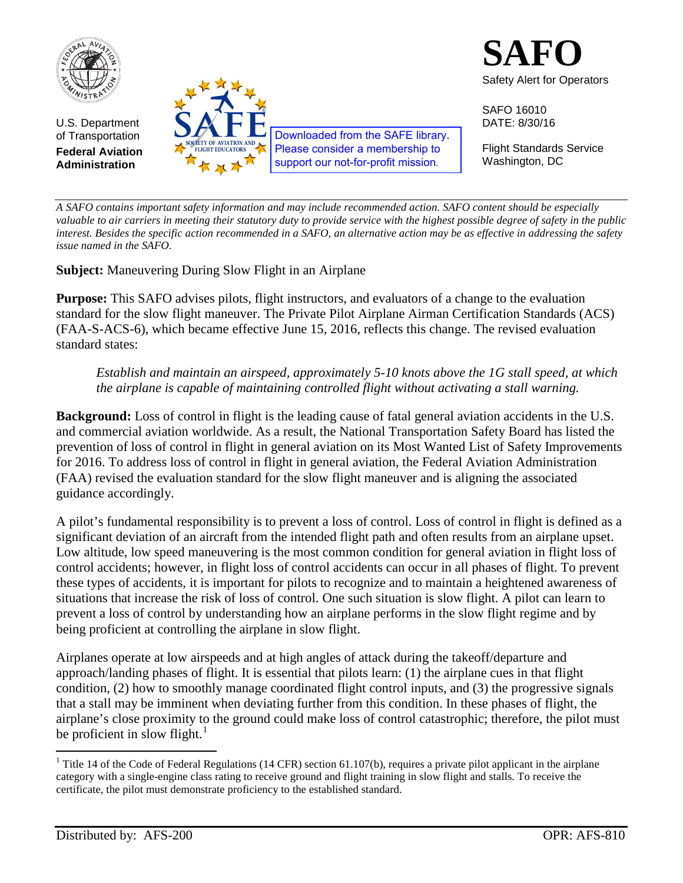U.S. Department of Transportation
**Federal Aviation Administration**

Downloaded from the SAFE library. Please consider a membership to support our not-for-profit mission.

# SAFO

Safety Alert for Operators

SAFO 16010
DATE: 8/30/16

Flight Standards Service
Washington, DC

---

*A SAFO contains important safety information and may include recommended action. SAFO content should be especially valuable to air carriers in meeting their statutory duty to provide service with the highest possible degree of safety in the public interest. Besides the specific action recommended in a SAFO, an alternative action may be as effective in addressing the safety issue named in the SAFO.*

**Subject:** Maneuvering During Slow Flight in an Airplane

**Purpose:** This SAFO advises pilots, flight instructors, and evaluators of a change to the evaluation standard for the slow flight maneuver. The Private Pilot Airplane Airman Certification Standards (ACS) (FAA-S-ACS-6), which became effective June 15, 2016, reflects this change. The revised evaluation standard states:

> *Establish and maintain an airspeed, approximately 5-10 knots above the 1G stall speed, at which the airplane is capable of maintaining controlled flight without activating a stall warning.*

**Background:** Loss of control in flight is the leading cause of fatal general aviation accidents in the U.S. and commercial aviation worldwide. As a result, the National Transportation Safety Board has listed the prevention of loss of control in flight in general aviation on its Most Wanted List of Safety Improvements for 2016. To address loss of control in flight in general aviation, the Federal Aviation Administration (FAA) revised the evaluation standard for the slow flight maneuver and is aligning the associated guidance accordingly.

A pilot's fundamental responsibility is to prevent a loss of control. Loss of control in flight is defined as a significant deviation of an aircraft from the intended flight path and often results from an airplane upset. Low altitude, low speed maneuvering is the most common condition for general aviation in flight loss of control accidents; however, in flight loss of control accidents can occur in all phases of flight. To prevent these types of accidents, it is important for pilots to recognize and to maintain a heightened awareness of situations that increase the risk of loss of control. One such situation is slow flight. A pilot can learn to prevent a loss of control by understanding how an airplane performs in the slow flight regime and by being proficient at controlling the airplane in slow flight.

Airplanes operate at low airspeeds and at high angles of attack during the takeoff/departure and approach/landing phases of flight. It is essential that pilots learn: (1) the airplane cues in that flight condition, (2) how to smoothly manage coordinated flight control inputs, and (3) the progressive signals that a stall may be imminent when deviating further from this condition. In these phases of flight, the airplane's close proximity to the ground could make loss of control catastrophic; therefore, the pilot must be proficient in slow flight.[1]

---

[1] Title 14 of the Code of Federal Regulations (14 CFR) section 61.107(b), requires a private pilot applicant in the airplane category with a single-engine class rating to receive ground and flight training in slow flight and stalls. To receive the certificate, the pilot must demonstrate proficiency to the established standard.

Distributed by: AFS-200 OPR: AFS-810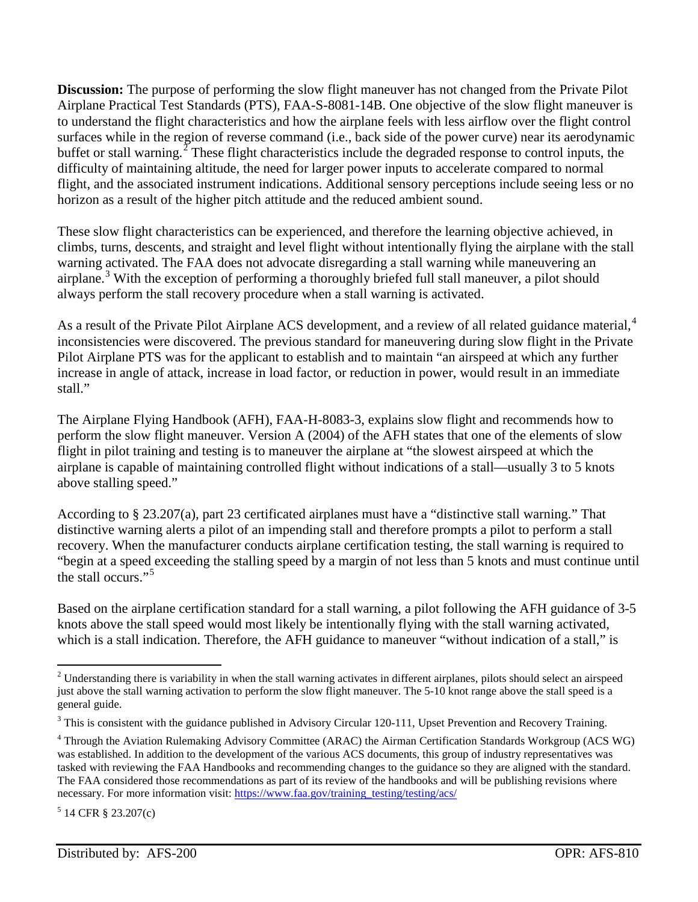**Discussion:** The purpose of performing the slow flight maneuver has not changed from the Private Pilot Airplane Practical Test Standards (PTS), FAA-S-8081-14B. One objective of the slow flight maneuver is to understand the flight characteristics and how the airplane feels with less airflow over the flight control surfaces while in the region of reverse command (i.e., back side of the power curve) near its aerodynamic buffet or stall warning.[2] These flight characteristics include the degraded response to control inputs, the difficulty of maintaining altitude, the need for larger power inputs to accelerate compared to normal flight, and the associated instrument indications. Additional sensory perceptions include seeing less or no horizon as a result of the higher pitch attitude and the reduced ambient sound.

These slow flight characteristics can be experienced, and therefore the learning objective achieved, in climbs, turns, descents, and straight and level flight without intentionally flying the airplane with the stall warning activated. The FAA does not advocate disregarding a stall warning while maneuvering an airplane.[3] With the exception of performing a thoroughly briefed full stall maneuver, a pilot should always perform the stall recovery procedure when a stall warning is activated.

As a result of the Private Pilot Airplane ACS development, and a review of all related guidance material,[4] inconsistencies were discovered. The previous standard for maneuvering during slow flight in the Private Pilot Airplane PTS was for the applicant to establish and to maintain "an airspeed at which any further increase in angle of attack, increase in load factor, or reduction in power, would result in an immediate stall."

The Airplane Flying Handbook (AFH), FAA-H-8083-3, explains slow flight and recommends how to perform the slow flight maneuver. Version A (2004) of the AFH states that one of the elements of slow flight in pilot training and testing is to maneuver the airplane at "the slowest airspeed at which the airplane is capable of maintaining controlled flight without indications of a stall—usually 3 to 5 knots above stalling speed."

According to § 23.207(a), part 23 certificated airplanes must have a "distinctive stall warning." That distinctive warning alerts a pilot of an impending stall and therefore prompts a pilot to perform a stall recovery. When the manufacturer conducts airplane certification testing, the stall warning is required to "begin at a speed exceeding the stalling speed by a margin of not less than 5 knots and must continue until the stall occurs."[5]

Based on the airplane certification standard for a stall warning, a pilot following the AFH guidance of 3-5 knots above the stall speed would most likely be intentionally flying with the stall warning activated, which is a stall indication. Therefore, the AFH guidance to maneuver "without indication of a stall," is

---

[2] Understanding there is variability in when the stall warning activates in different airplanes, pilots should select an airspeed just above the stall warning activation to perform the slow flight maneuver. The 5-10 knot range above the stall speed is a general guide.

[3] This is consistent with the guidance published in Advisory Circular 120-111, Upset Prevention and Recovery Training.

[4] Through the Aviation Rulemaking Advisory Committee (ARAC) the Airman Certification Standards Workgroup (ACS WG) was established. In addition to the development of the various ACS documents, this group of industry representatives was tasked with reviewing the FAA Handbooks and recommending changes to the guidance so they are aligned with the standard. The FAA considered those recommendations as part of its review of the handbooks and will be publishing revisions where necessary. For more information visit: https://www.faa.gov/training_testing/testing/acs/

[5] 14 CFR § 23.207(c)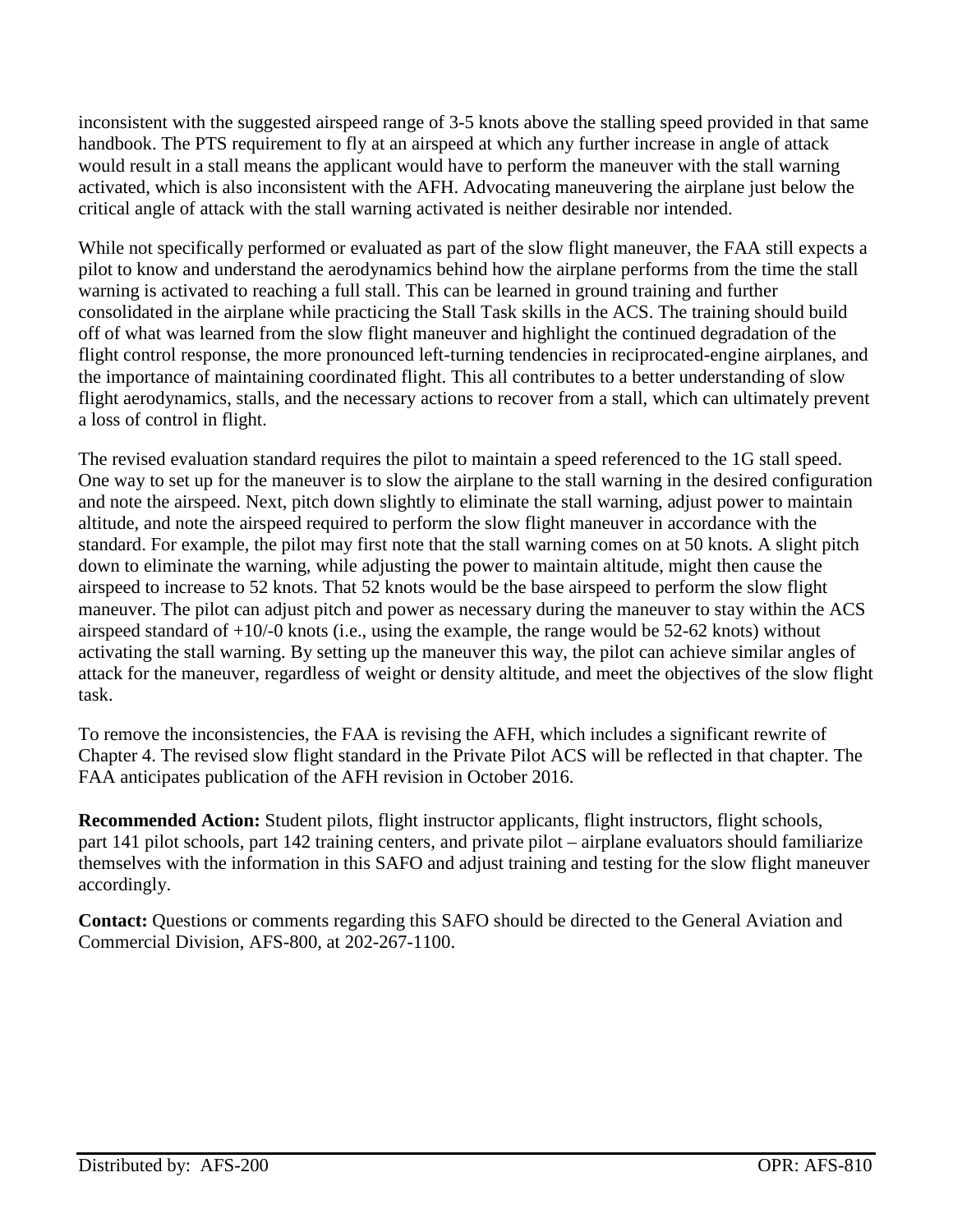inconsistent with the suggested airspeed range of 3-5 knots above the stalling speed provided in that same handbook. The PTS requirement to fly at an airspeed at which any further increase in angle of attack would result in a stall means the applicant would have to perform the maneuver with the stall warning activated, which is also inconsistent with the AFH. Advocating maneuvering the airplane just below the critical angle of attack with the stall warning activated is neither desirable nor intended.

While not specifically performed or evaluated as part of the slow flight maneuver, the FAA still expects a pilot to know and understand the aerodynamics behind how the airplane performs from the time the stall warning is activated to reaching a full stall. This can be learned in ground training and further consolidated in the airplane while practicing the Stall Task skills in the ACS. The training should build off of what was learned from the slow flight maneuver and highlight the continued degradation of the flight control response, the more pronounced left-turning tendencies in reciprocated-engine airplanes, and the importance of maintaining coordinated flight. This all contributes to a better understanding of slow flight aerodynamics, stalls, and the necessary actions to recover from a stall, which can ultimately prevent a loss of control in flight.

The revised evaluation standard requires the pilot to maintain a speed referenced to the 1G stall speed. One way to set up for the maneuver is to slow the airplane to the stall warning in the desired configuration and note the airspeed. Next, pitch down slightly to eliminate the stall warning, adjust power to maintain altitude, and note the airspeed required to perform the slow flight maneuver in accordance with the standard. For example, the pilot may first note that the stall warning comes on at 50 knots. A slight pitch down to eliminate the warning, while adjusting the power to maintain altitude, might then cause the airspeed to increase to 52 knots. That 52 knots would be the base airspeed to perform the slow flight maneuver. The pilot can adjust pitch and power as necessary during the maneuver to stay within the ACS airspeed standard of +10/-0 knots (i.e., using the example, the range would be 52-62 knots) without activating the stall warning. By setting up the maneuver this way, the pilot can achieve similar angles of attack for the maneuver, regardless of weight or density altitude, and meet the objectives of the slow flight task.

To remove the inconsistencies, the FAA is revising the AFH, which includes a significant rewrite of Chapter 4. The revised slow flight standard in the Private Pilot ACS will be reflected in that chapter. The FAA anticipates publication of the AFH revision in October 2016.

**Recommended Action:** Student pilots, flight instructor applicants, flight instructors, flight schools, part 141 pilot schools, part 142 training centers, and private pilot – airplane evaluators should familiarize themselves with the information in this SAFO and adjust training and testing for the slow flight maneuver accordingly.

**Contact:** Questions or comments regarding this SAFO should be directed to the General Aviation and Commercial Division, AFS-800, at 202-267-1100.

Distributed by: AFS-200 OPR: AFS-810